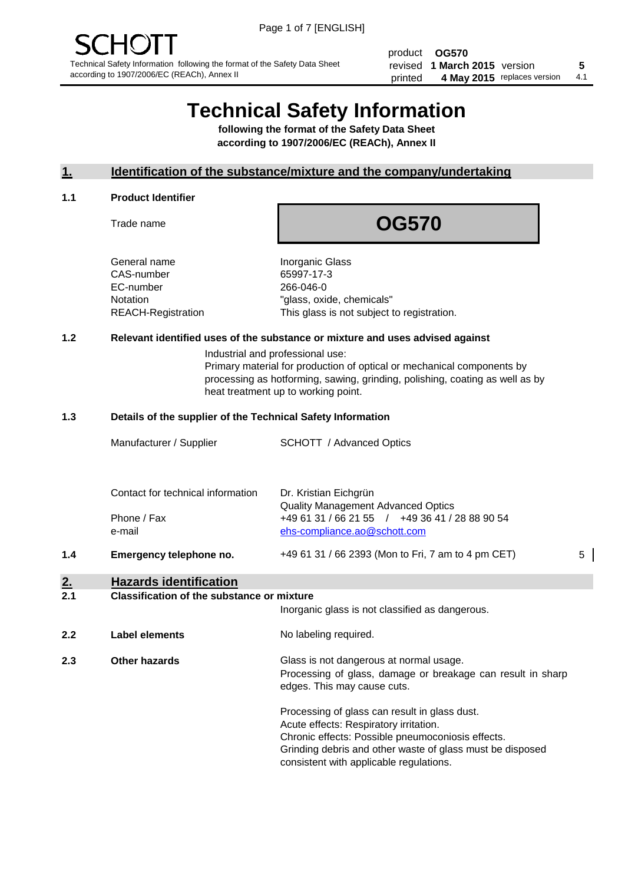SCHOTT

Technical Safety Information following the format of the Safety Data Sheet according to 1907/2006/EC (REACh), Annex II

| | | | |
|---|---|---|---|
| product | **OG570** | | |
| revised | **1 March 2015** | version | **5** |
| printed | **4 May 2015** | replaces version | 4.1 |

# Technical Safety Information

**following the format of the Safety Data Sheet according to 1907/2006/EC (REACh), Annex II**

## 1. Identification of the substance/mixture and the company/undertaking

### 1.1 Product Identifier

Trade name: **OG570**

| | |
|---|---|
| General name | Inorganic Glass |
| CAS-number | 65997-17-3 |
| EC-number | 266-046-0 |
| Notation | "glass, oxide, chemicals" |
| REACH-Registration | This glass is not subject to registration. |

### 1.2 Relevant identified uses of the substance or mixture and uses advised against

Industrial and professional use:
Primary material for production of optical or mechanical components by processing as hotforming, sawing, grinding, polishing, coating as well as by heat treatment up to working point.

### 1.3 Details of the supplier of the Technical Safety Information

| | |
|---|---|
| Manufacturer / Supplier | SCHOTT / Advanced Optics |
| Contact for technical information | Dr. Kristian Eichgrün<br>Quality Management Advanced Optics |
| Phone / Fax | +49 61 31 / 66 21 55 / +49 36 41 / 28 88 90 54 |
| e-mail | ehs-compliance.ao@schott.com |

### 1.4 Emergency telephone no.

+49 61 31 / 66 2393 (Mon to Fri, 7 am to 4 pm CET) 5

## 2. Hazards identification

### 2.1 Classification of the substance or mixture

Inorganic glass is not classified as dangerous.

### 2.2 Label elements

No labeling required.

### 2.3 Other hazards

Glass is not dangerous at normal usage.
Processing of glass, damage or breakage can result in sharp edges. This may cause cuts.

Processing of glass can result in glass dust.
Acute effects: Respiratory irritation.
Chronic effects: Possible pneumoconiosis effects.
Grinding debris and other waste of glass must be disposed consistent with applicable regulations.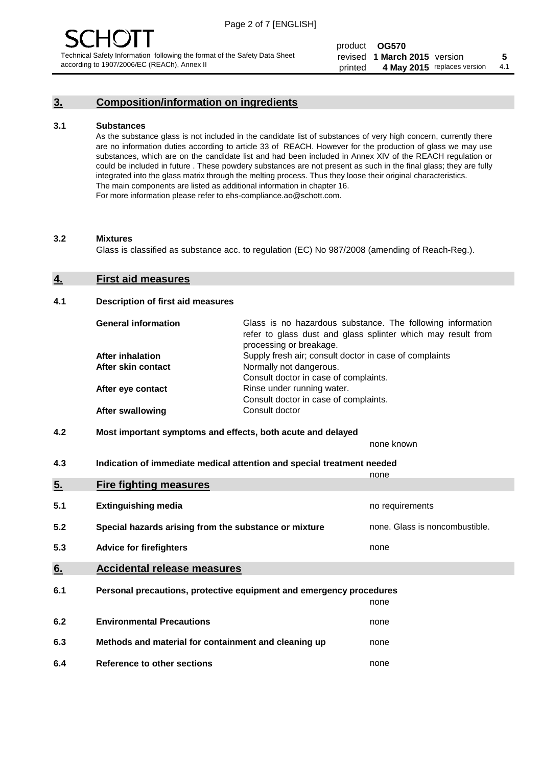## 3. Composition/information on ingredients

### 3.1 Substances

As the substance glass is not included in the candidate list of substances of very high concern, currently there are no information duties according to article 33 of REACH. However for the production of glass we may use substances, which are on the candidate list and had been included in Annex XIV of the REACH regulation or could be included in future . These powdery substances are not present as such in the final glass; they are fully integrated into the glass matrix through the melting process. Thus they loose their original characteristics. The main components are listed as additional information in chapter 16.
For more information please refer to ehs-compliance.ao@schott.com.

### 3.2 Mixtures

Glass is classified as substance acc. to regulation (EC) No 987/2008 (amending of Reach-Reg.).

## 4. First aid measures

### 4.1 Description of first aid measures

| | |
|---|---|
| **General information** | Glass is no hazardous substance. The following information refer to glass dust and glass splinter which may result from processing or breakage. |
| **After inhalation** | Supply fresh air; consult doctor in case of complaints |
| **After skin contact** | Normally not dangerous. Consult doctor in case of complaints. |
| **After eye contact** | Rinse under running water. Consult doctor in case of complaints. |
| **After swallowing** | Consult doctor |

### 4.2 Most important symptoms and effects, both acute and delayed

none known

### 4.3 Indication of immediate medical attention and special treatment needed

none

## 5. Fire fighting measures

| | | |
|---|---|---|
| **5.1** | **Extinguishing media** | no requirements |
| **5.2** | **Special hazards arising from the substance or mixture** | none. Glass is noncombustible. |
| **5.3** | **Advice for firefighters** | none |

## 6. Accidental release measures

| | | |
|---|---|---|
| **6.1** | **Personal precautions, protective equipment and emergency procedures** | none |
| **6.2** | **Environmental Precautions** | none |
| **6.3** | **Methods and material for containment and cleaning up** | none |
| **6.4** | **Reference to other sections** | none |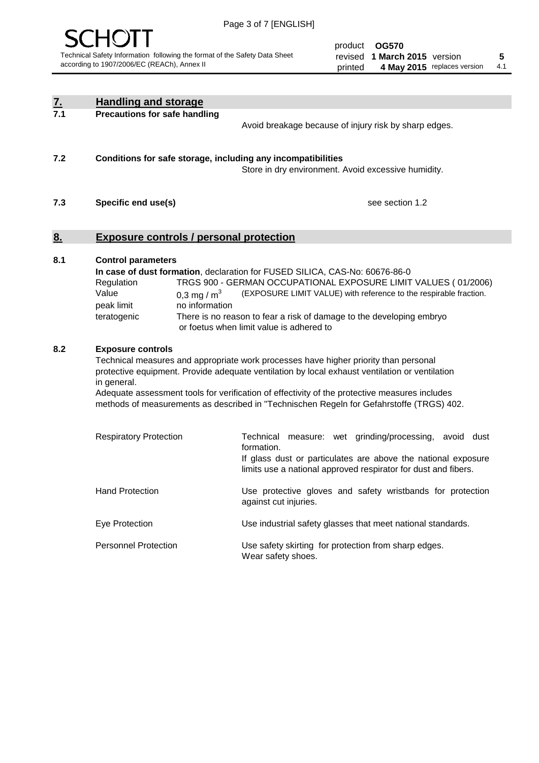## 7. Handling and storage

### 7.1 Precautions for safe handling

Avoid breakage because of injury risk by sharp edges.

### 7.2 Conditions for safe storage, including any incompatibilities

Store in dry environment. Avoid excessive humidity.

### 7.3 Specific end use(s)

see section 1.2

## 8. Exposure controls / personal protection

### 8.1 Control parameters

**In case of dust formation**, declaration for FUSED SILICA, CAS-No: 60676-86-0

| | |
|---|---|
| Regulation | TRGS 900 - GERMAN OCCUPATIONAL EXPOSURE LIMIT VALUES ( 01/2006) |
| Value | 0,3 mg / $m^3$ (EXPOSURE LIMIT VALUE) with reference to the respirable fraction. |
| peak limit | no information |
| teratogenic | There is no reason to fear a risk of damage to the developing embryo or foetus when limit value is adhered to |

### 8.2 Exposure controls

Technical measures and appropriate work processes have higher priority than personal protective equipment. Provide adequate ventilation by local exhaust ventilation or ventilation in general.

Adequate assessment tools for verification of effectivity of the protective measures includes methods of measurements as described in "Technischen Regeln for Gefahrstoffe (TRGS) 402.

| | |
|---|---|
| Respiratory Protection | Technical measure: wet grinding/processing, avoid dust formation. If glass dust or particulates are above the national exposure limits use a national approved respirator for dust and fibers. |
| Hand Protection | Use protective gloves and safety wristbands for protection against cut injuries. |
| Eye Protection | Use industrial safety glasses that meet national standards. |
| Personnel Protection | Use safety skirting for protection from sharp edges. Wear safety shoes. |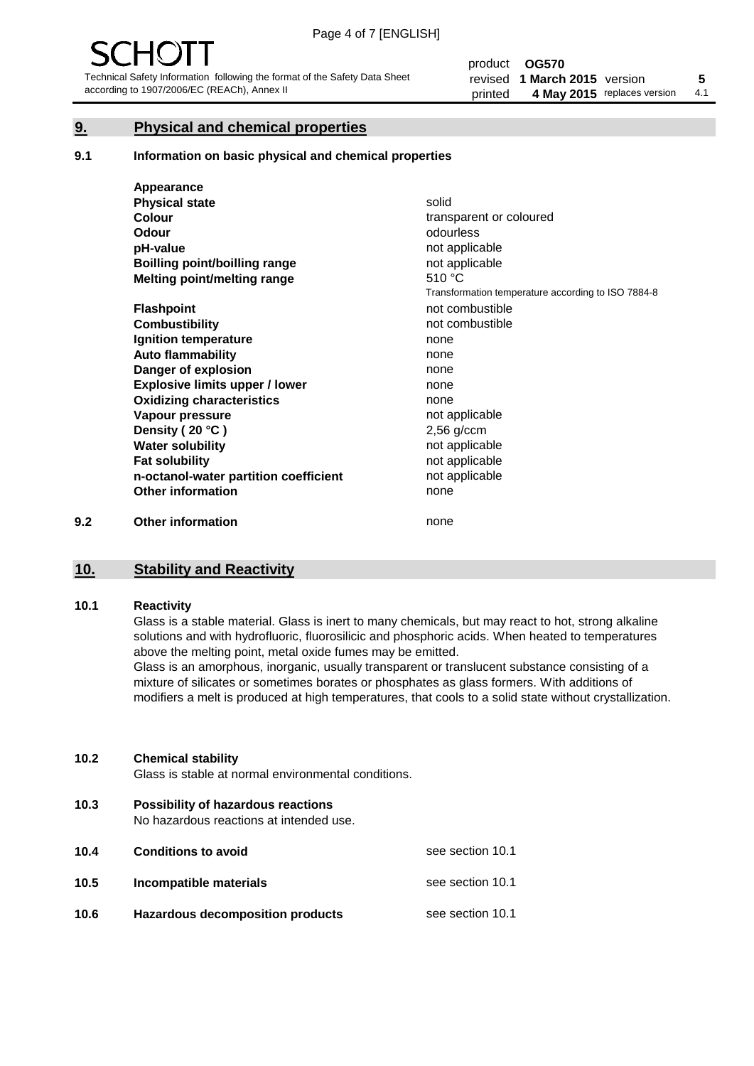## 9. Physical and chemical properties

### 9.1 Information on basic physical and chemical properties

| Property | Value |
|---|---|
| **Appearance** | |
| **Physical state** | solid |
| **Colour** | transparent or coloured |
| **Odour** | odourless |
| **pH-value** | not applicable |
| **Boilling point/boilling range** | not applicable |
| **Melting point/melting range** | 510 °C<br>Transformation temperature according to ISO 7884-8 |
| **Flashpoint** | not combustible |
| **Combustibility** | not combustible |
| **Ignition temperature** | none |
| **Auto flammability** | none |
| **Danger of explosion** | none |
| **Explosive limits upper / lower** | none |
| **Oxidizing characteristics** | none |
| **Vapour pressure** | not applicable |
| **Density ( 20 °C )** | 2,56 g/ccm |
| **Water solubility** | not applicable |
| **Fat solubility** | not applicable |
| **n-octanol-water partition coefficient** | not applicable |
| **Other information** | none |

### 9.2 Other information

none

## 10. Stability and Reactivity

### 10.1 Reactivity

Glass is a stable material. Glass is inert to many chemicals, but may react to hot, strong alkaline solutions and with hydrofluoric, fluorosilicic and phosphoric acids. When heated to temperatures above the melting point, metal oxide fumes may be emitted.

Glass is an amorphous, inorganic, usually transparent or translucent substance consisting of a mixture of silicates or sometimes borates or phosphates as glass formers. With additions of modifiers a melt is produced at high temperatures, that cools to a solid state without crystallization.

### 10.2 Chemical stability

Glass is stable at normal environmental conditions.

### 10.3 Possibility of hazardous reactions

No hazardous reactions at intended use.

### 10.4 Conditions to avoid

see section 10.1

### 10.5 Incompatible materials

see section 10.1

### 10.6 Hazardous decomposition products

see section 10.1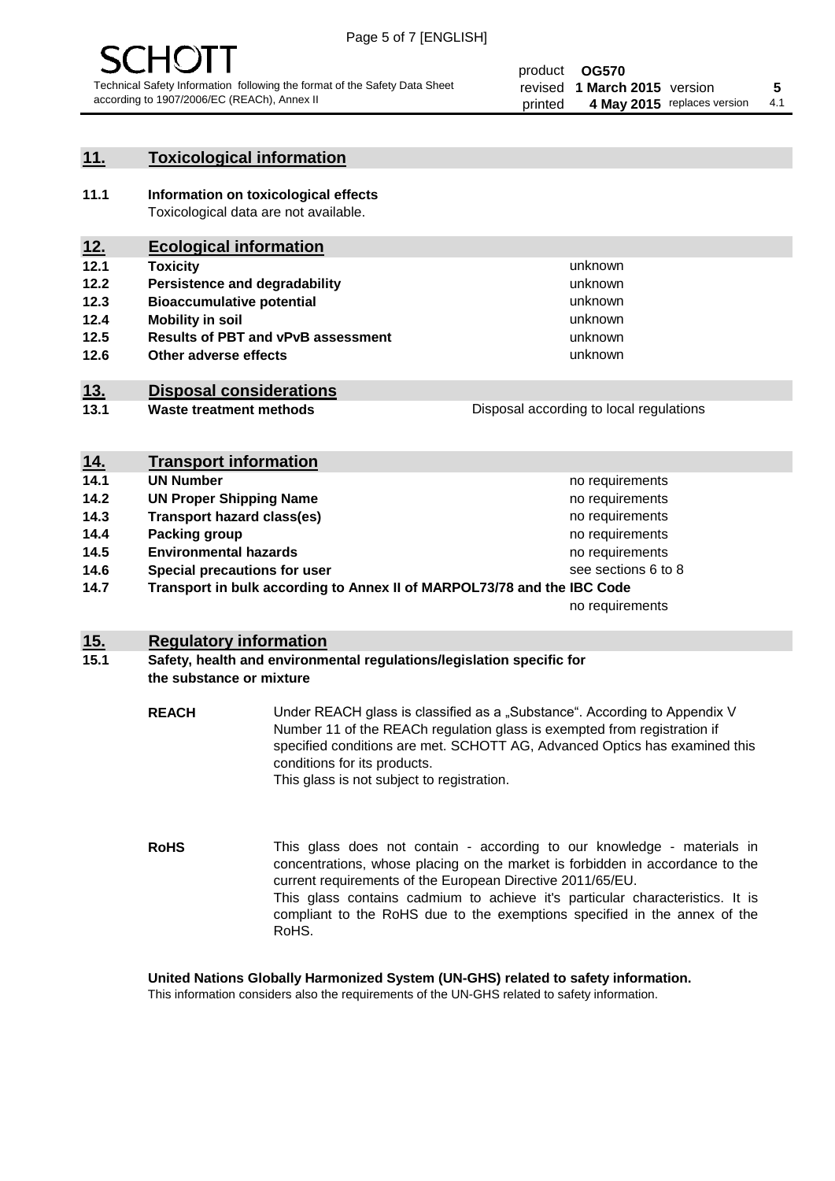## 11. Toxicological information

**11.1 Information on toxicological effects**
Toxicological data are not available.

## 12. Ecological information

| | | |
|---|---|---|
| **12.1** | **Toxicity** | unknown |
| **12.2** | **Persistence and degradability** | unknown |
| **12.3** | **Bioaccumulative potential** | unknown |
| **12.4** | **Mobility in soil** | unknown |
| **12.5** | **Results of PBT and vPvB assessment** | unknown |
| **12.6** | **Other adverse effects** | unknown |

## 13. Disposal considerations

| | | |
|---|---|---|
| **13.1** | **Waste treatment methods** | Disposal according to local regulations |

## 14. Transport information

| | | |
|---|---|---|
| **14.1** | **UN Number** | no requirements |
| **14.2** | **UN Proper Shipping Name** | no requirements |
| **14.3** | **Transport hazard class(es)** | no requirements |
| **14.4** | **Packing group** | no requirements |
| **14.5** | **Environmental hazards** | no requirements |
| **14.6** | **Special precautions for user** | see sections 6 to 8 |
| **14.7** | **Transport in bulk according to Annex II of MARPOL73/78 and the IBC Code** | no requirements |

## 15. Regulatory information

**15.1 Safety, health and environmental regulations/legislation specific for the substance or mixture**

**REACH** Under REACH glass is classified as a „Substance". According to Appendix V Number 11 of the REACh regulation glass is exempted from registration if specified conditions are met. SCHOTT AG, Advanced Optics has examined this conditions for its products.
This glass is not subject to registration.

**RoHS** This glass does not contain - according to our knowledge - materials in concentrations, whose placing on the market is forbidden in accordance to the current requirements of the European Directive 2011/65/EU.
This glass contains cadmium to achieve it's particular characteristics. It is compliant to the RoHS due to the exemptions specified in the annex of the RoHS.

**United Nations Globally Harmonized System (UN-GHS) related to safety information.**
This information considers also the requirements of the UN-GHS related to safety information.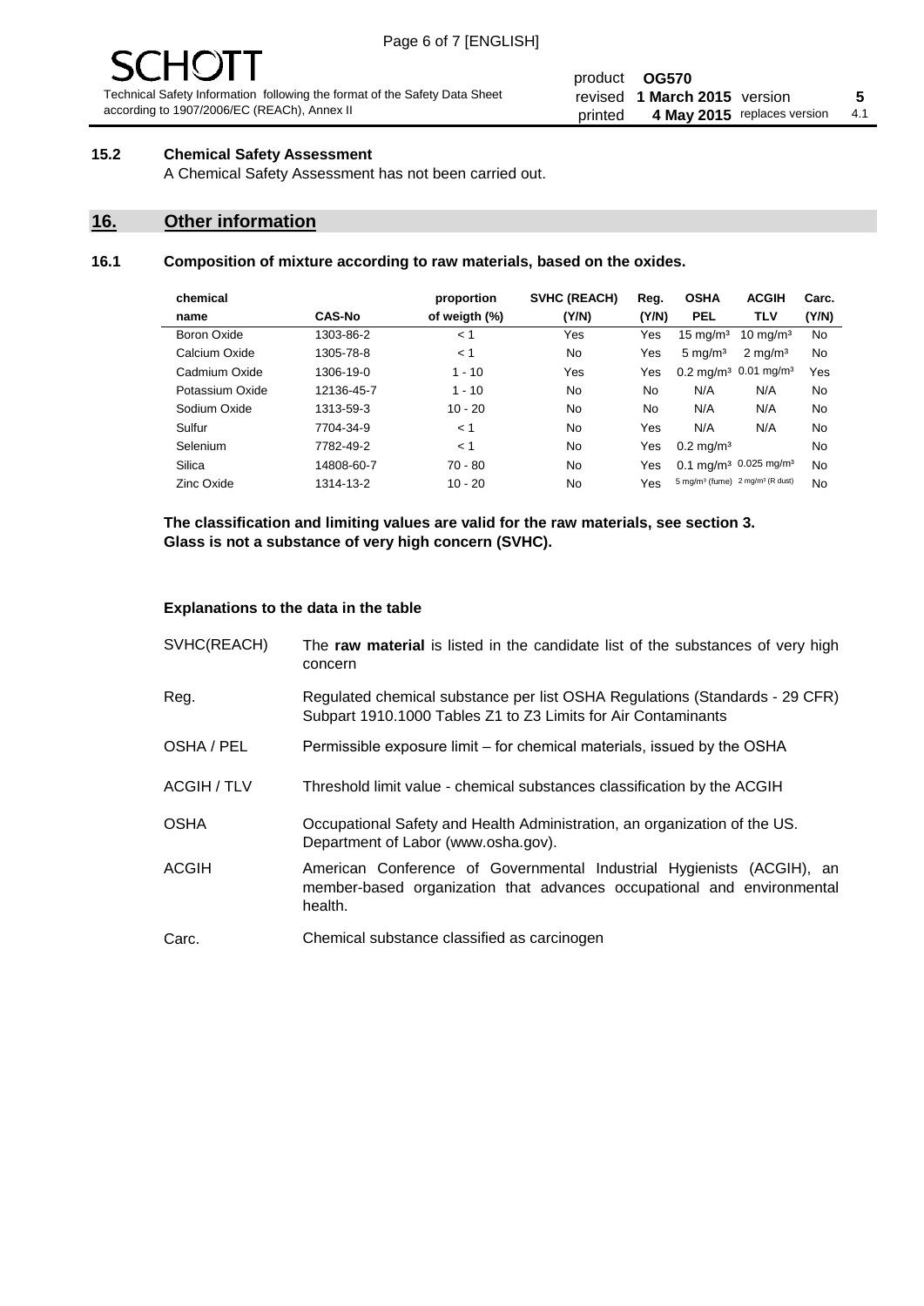### 15.2 Chemical Safety Assessment

A Chemical Safety Assessment has not been carried out.

## 16. Other information

### 16.1 Composition of mixture according to raw materials, based on the oxides.

| chemical name | CAS-No | proportion of weigth (%) | SVHC (REACH) (Y/N) | Reg. (Y/N) | OSHA PEL | ACGIH TLV | Carc. (Y/N) |
|---|---|---|---|---|---|---|---|
| Boron Oxide | 1303-86-2 | < 1 | Yes | Yes | 15 mg/m³ | 10 mg/m³ | No |
| Calcium Oxide | 1305-78-8 | < 1 | No | Yes | 5 mg/m³ | 2 mg/m³ | No |
| Cadmium Oxide | 1306-19-0 | 1 - 10 | Yes | Yes | 0.2 mg/m³ | 0.01 mg/m³ | Yes |
| Potassium Oxide | 12136-45-7 | 1 - 10 | No | No | N/A | N/A | No |
| Sodium Oxide | 1313-59-3 | 10 - 20 | No | No | N/A | N/A | No |
| Sulfur | 7704-34-9 | < 1 | No | Yes | N/A | N/A | No |
| Selenium | 7782-49-2 | < 1 | No | Yes | 0.2 mg/m³ | | No |
| Silica | 14808-60-7 | 70 - 80 | No | Yes | 0.1 mg/m³ | 0.025 mg/m³ | No |
| Zinc Oxide | 1314-13-2 | 10 - 20 | No | Yes | 5 mg/m³ (fume) | 2 mg/m³ (R dust) | No |

**The classification and limiting values are valid for the raw materials, see section 3.**
**Glass is not a substance of very high concern (SVHC).**

#### Explanations to the data in the table

| | |
|---|---|
| SVHC(REACH) | The **raw material** is listed in the candidate list of the substances of very high concern |
| Reg. | Regulated chemical substance per list OSHA Regulations (Standards - 29 CFR) Subpart 1910.1000 Tables Z1 to Z3 Limits for Air Contaminants |
| OSHA / PEL | Permissible exposure limit – for chemical materials, issued by the OSHA |
| ACGIH / TLV | Threshold limit value - chemical substances classification by the ACGIH |
| OSHA | Occupational Safety and Health Administration, an organization of the US. Department of Labor (www.osha.gov). |
| ACGIH | American Conference of Governmental Industrial Hygienists (ACGIH), an member-based organization that advances occupational and environmental health. |
| Carc. | Chemical substance classified as carcinogen |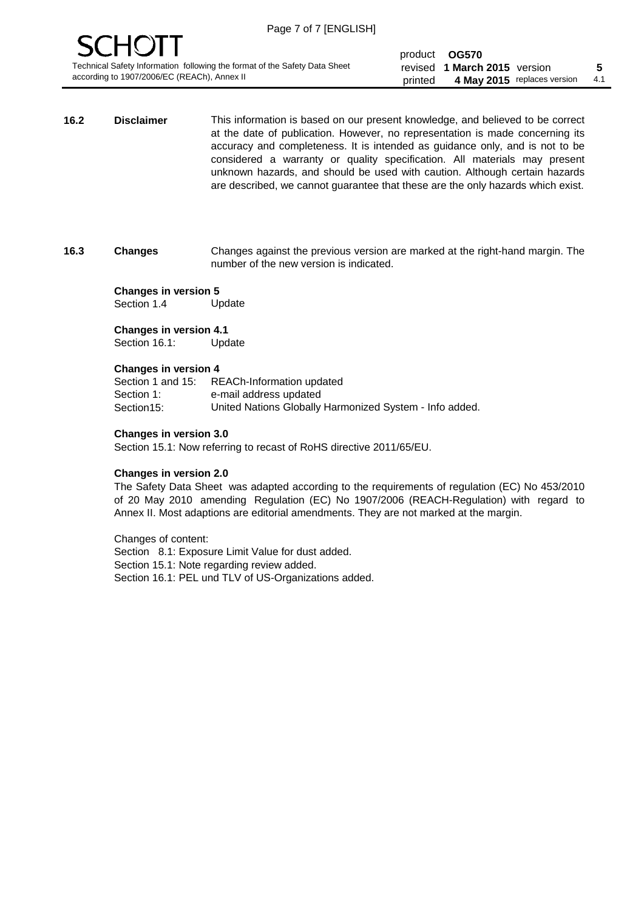**16.2 Disclaimer**

This information is based on our present knowledge, and believed to be correct at the date of publication. However, no representation is made concerning its accuracy and completeness. It is intended as guidance only, and is not to be considered a warranty or quality specification. All materials may present unknown hazards, and should be used with caution. Although certain hazards are described, we cannot guarantee that these are the only hazards which exist.

**16.3 Changes**

Changes against the previous version are marked at the right-hand margin. The number of the new version is indicated.

**Changes in version 5**

Section 1.4 Update

**Changes in version 4.1**

Section 16.1: Update

**Changes in version 4**

| | |
|---|---|
| Section 1 and 15: | REACh-Information updated |
| Section 1: | e-mail address updated |
| Section15: | United Nations Globally Harmonized System - Info added. |

**Changes in version 3.0**

Section 15.1: Now referring to recast of RoHS directive 2011/65/EU.

**Changes in version 2.0**

The Safety Data Sheet was adapted according to the requirements of regulation (EC) No 453/2010 of 20 May 2010 amending Regulation (EC) No 1907/2006 (REACH-Regulation) with regard to Annex II. Most adaptions are editorial amendments. They are not marked at the margin.

Changes of content:
Section 8.1: Exposure Limit Value for dust added.
Section 15.1: Note regarding review added.
Section 16.1: PEL und TLV of US-Organizations added.